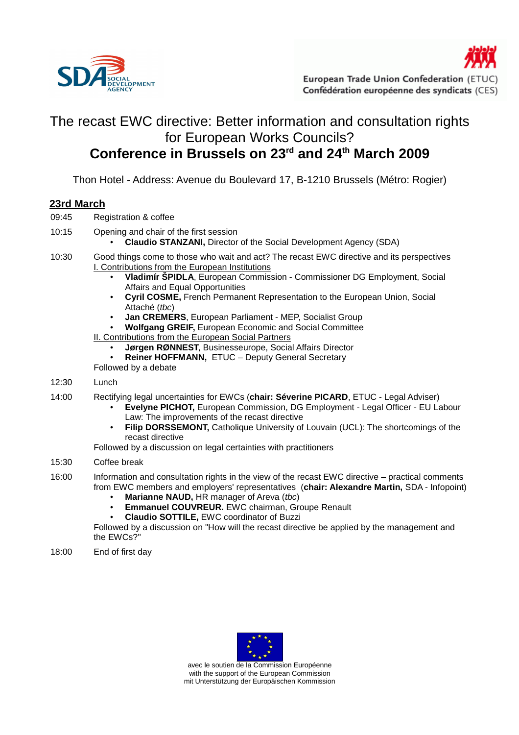SDA SOCIAL DEVELOPMENT AGENCY

European Trade Union Confederation (ETUC)
Confédération européenne des syndicats (CES)

# The recast EWC directive: Better information and consultation rights for European Works Councils?

## Conference in Brussels on 23rd and 24th March 2009

Thon Hotel - Address: Avenue du Boulevard 17, B-1210 Brussels (Métro: Rogier)

### 23rd March

09:45 Registration & coffee

10:15 Opening and chair of the first session

- **Claudio STANZANI,** Director of the Social Development Agency (SDA)

10:30 Good things come to those who wait and act? The recast EWC directive and its perspectives

I. Contributions from the European Institutions

- **Vladimír ŠPIDLA**, European Commission - Commissioner DG Employment, Social Affairs and Equal Opportunities
- **Cyril COSME,** French Permanent Representation to the European Union, Social Attaché (*tbc*)
- **Jan CREMERS**, European Parliament - MEP, Socialist Group
- **Wolfgang GREIF,** European Economic and Social Committee

II. Contributions from the European Social Partners

- **Jørgen RØNNEST**, Businesseurope, Social Affairs Director
- **Reiner HOFFMANN,** ETUC – Deputy General Secretary

Followed by a debate

12:30 Lunch

14:00 Rectifying legal uncertainties for EWCs (**chair: Séverine PICARD**, ETUC - Legal Adviser)

- **Evelyne PICHOT,** European Commission, DG Employment - Legal Officer - EU Labour Law: The improvements of the recast directive
- **Filip DORSSEMONT,** Catholique University of Louvain (UCL): The shortcomings of the recast directive

Followed by a discussion on legal certainties with practitioners

15:30 Coffee break

16:00 Information and consultation rights in the view of the recast EWC directive – practical comments from EWC members and employers' representatives (**chair: Alexandre Martin,** SDA - Infopoint)

- **Marianne NAUD,** HR manager of Areva (*tbc*)
- **Emmanuel COUVREUR.** EWC chairman, Groupe Renault
- **Claudio SOTTILE,** EWC coordinator of Buzzi

Followed by a discussion on "How will the recast directive be applied by the management and the EWCs?"

18:00 End of first day

avec le soutien de la Commission Européenne
with the support of the European Commission
mit Unterstützung der Europäischen Kommission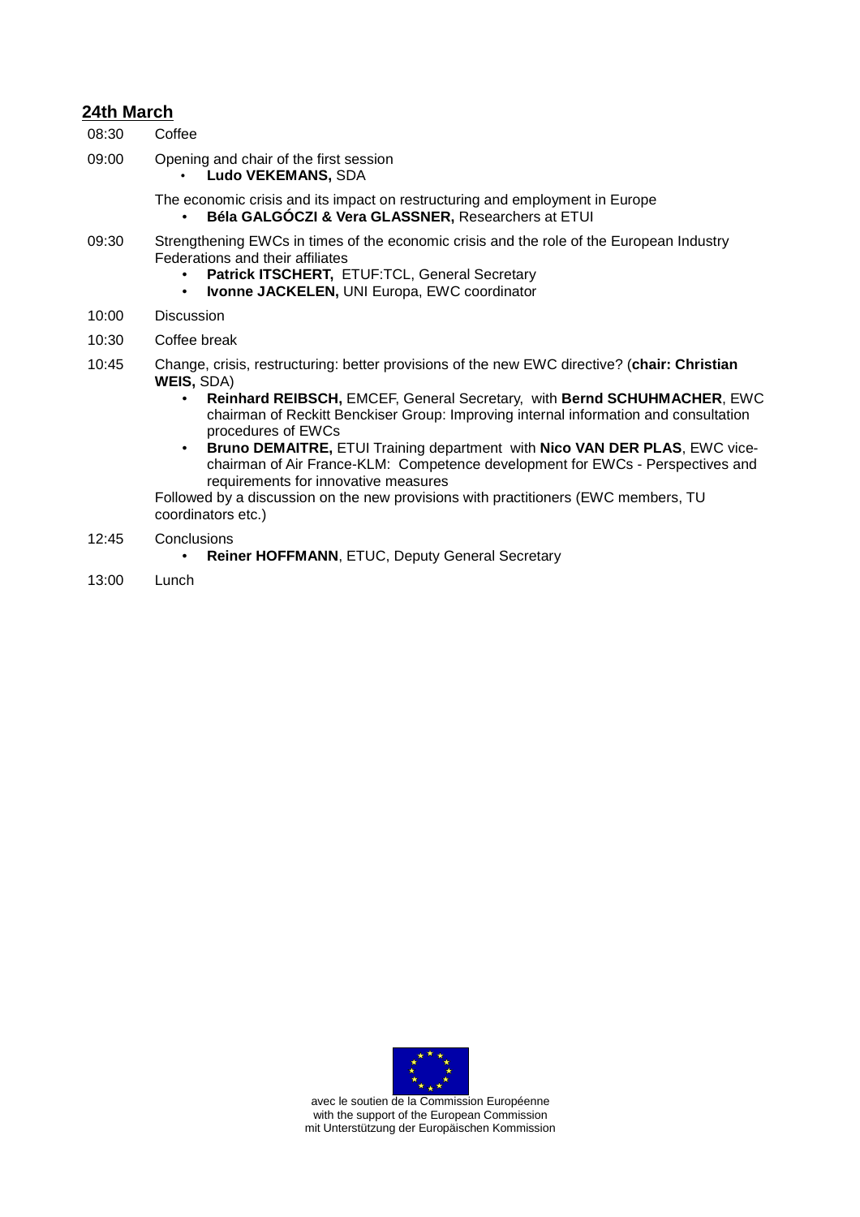## 24th March

08:30 Coffee

09:00 Opening and chair of the first session

- **Ludo VEKEMANS,** SDA

The economic crisis and its impact on restructuring and employment in Europe

- **Béla GALGÓCZI & Vera GLASSNER,** Researchers at ETUI

09:30 Strengthening EWCs in times of the economic crisis and the role of the European Industry Federations and their affiliates

- **Patrick ITSCHERT,** ETUF:TCL, General Secretary
- **Ivonne JACKELEN,** UNI Europa, EWC coordinator

10:00 Discussion

10:30 Coffee break

10:45 Change, crisis, restructuring: better provisions of the new EWC directive? (**chair: Christian WEIS,** SDA)

- **Reinhard REIBSCH,** EMCEF, General Secretary, with **Bernd SCHUHMACHER**, EWC chairman of Reckitt Benckiser Group: Improving internal information and consultation procedures of EWCs
- **Bruno DEMAITRE,** ETUI Training department with **Nico VAN DER PLAS**, EWC vice-chairman of Air France-KLM: Competence development for EWCs - Perspectives and requirements for innovative measures

Followed by a discussion on the new provisions with practitioners (EWC members, TU coordinators etc.)

12:45 Conclusions

- **Reiner HOFFMANN**, ETUC, Deputy General Secretary

13:00 Lunch

avec le soutien de la Commission Européenne
with the support of the European Commission
mit Unterstützung der Europäischen Kommission